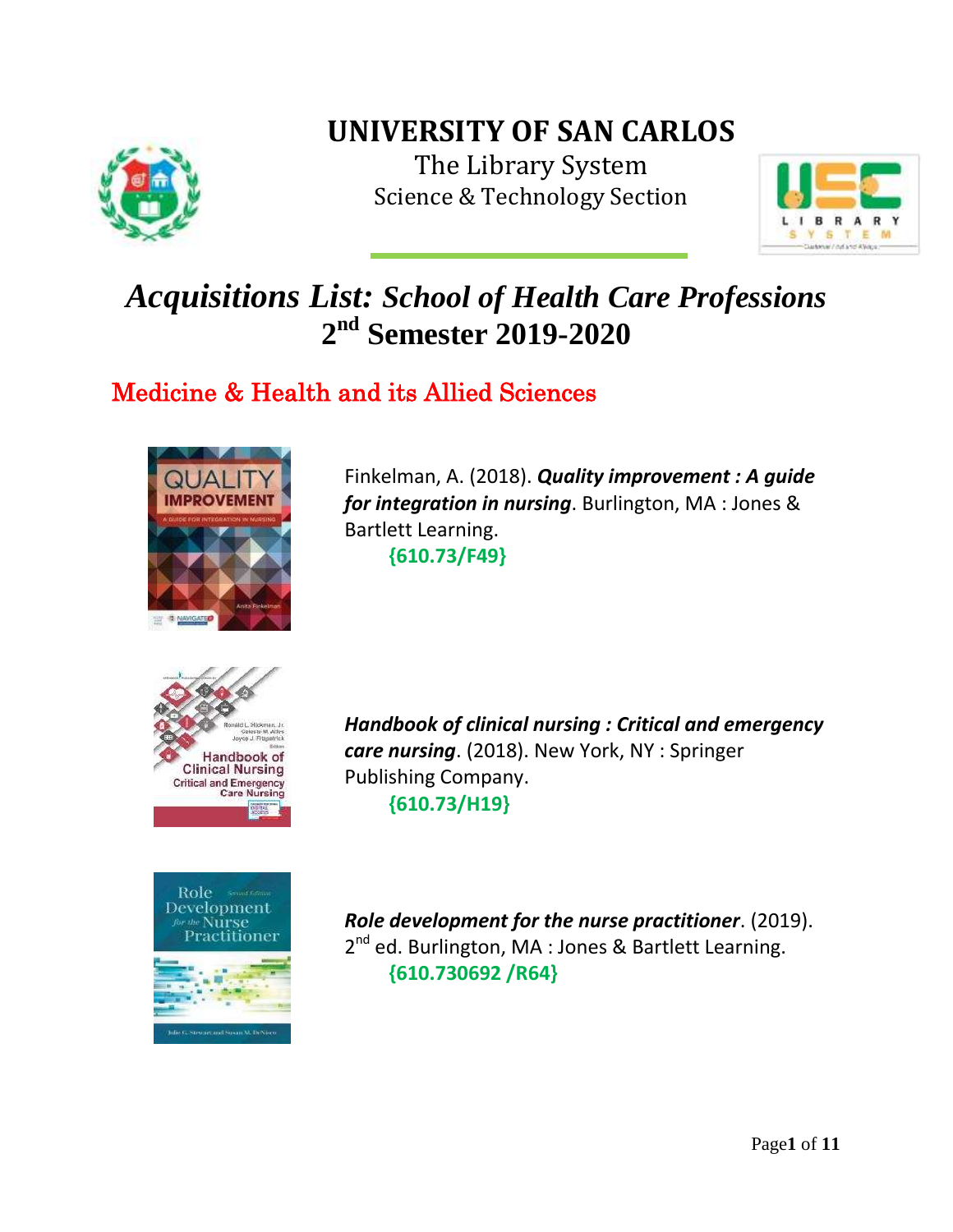# UNIVERSITY OF SAN CARLOS

The Library System

Science & Technology Section

## *Acquisitions List: School of Health Care Professions*
## 2nd Semester 2019-2020

### Medicine & Health and its Allied Sciences

Finkelman, A. (2018). ***Quality improvement : A guide for integration in nursing***. Burlington, MA : Jones & Bartlett Learning.
**{610.73/F49}**

***Handbook of clinical nursing : Critical and emergency care nursing***. (2018). New York, NY : Springer Publishing Company.
**{610.73/H19}**

***Role development for the nurse practitioner***. (2019). 2nd ed. Burlington, MA : Jones & Bartlett Learning.
**{610.730692 /R64}**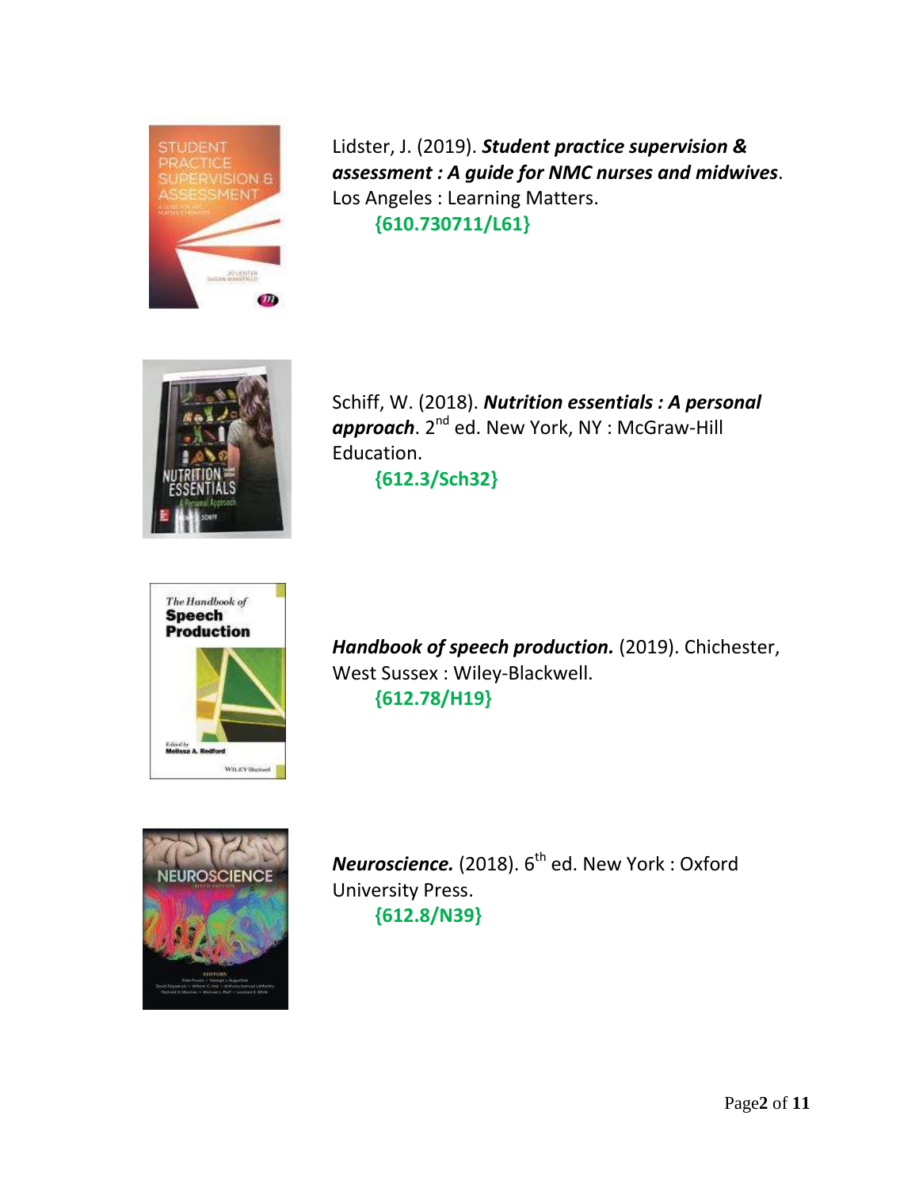Lidster, J. (2019). ***Student practice supervision & assessment : A guide for NMC nurses and midwives***. Los Angeles : Learning Matters.

**{610.730711/L61}**

Schiff, W. (2018). ***Nutrition essentials : A personal approach***. 2nd ed. New York, NY : McGraw-Hill Education.

**{612.3/Sch32}**

***Handbook of speech production.*** (2019). Chichester, West Sussex : Wiley-Blackwell.

**{612.78/H19}**

***Neuroscience.*** (2018). 6th ed. New York : Oxford University Press.

**{612.8/N39}**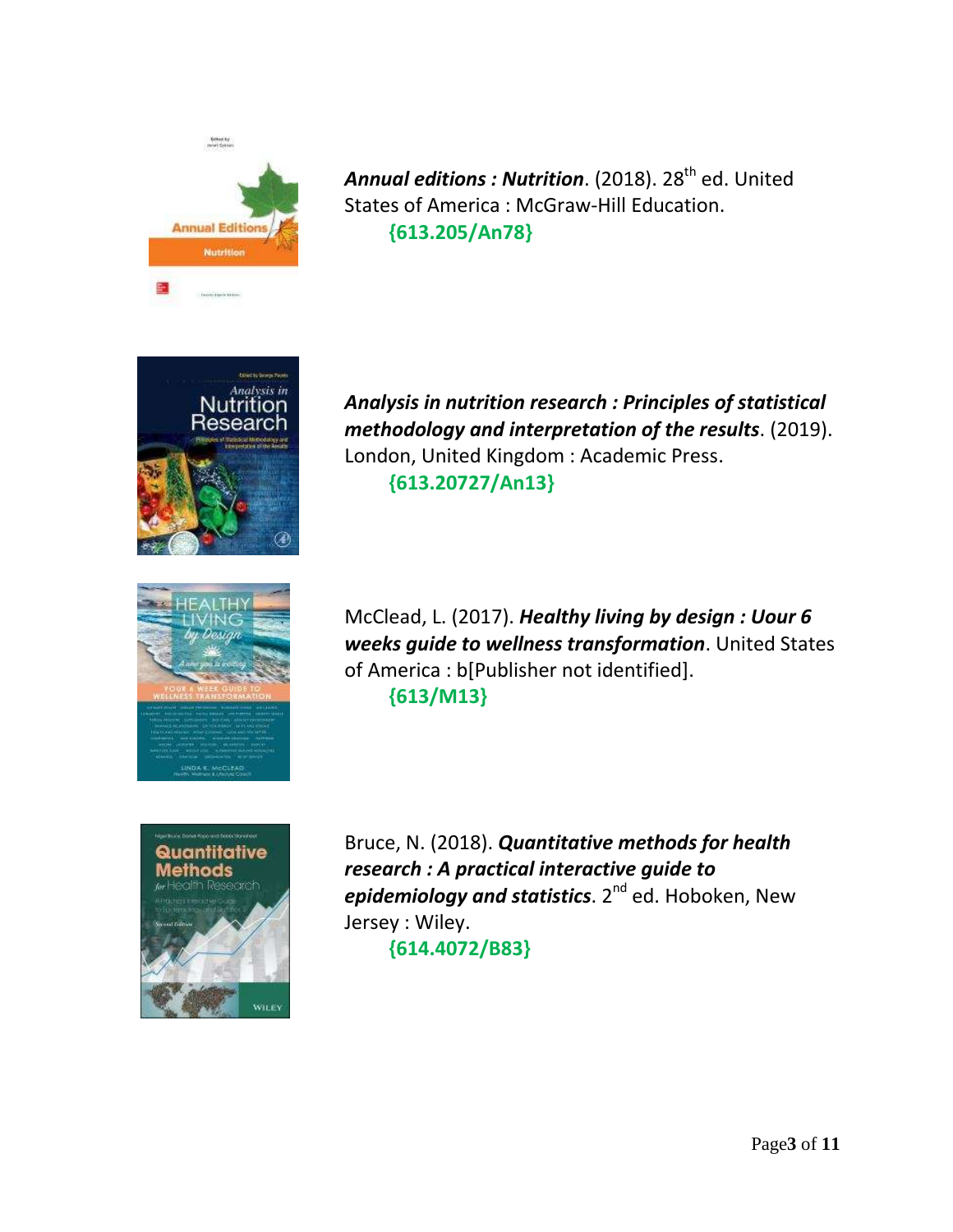***Annual editions : Nutrition***. (2018). 28th ed. United States of America : McGraw-Hill Education.
{613.205/An78}

***Analysis in nutrition research : Principles of statistical methodology and interpretation of the results***. (2019). London, United Kingdom : Academic Press.
{613.20727/An13}

McClead, L. (2017). ***Healthy living by design : Uour 6 weeks guide to wellness transformation***. United States of America : b[Publisher not identified].
{613/M13}

Bruce, N. (2018). ***Quantitative methods for health research : A practical interactive guide to epidemiology and statistics***. 2nd ed. Hoboken, New Jersey : Wiley.
{614.4072/B83}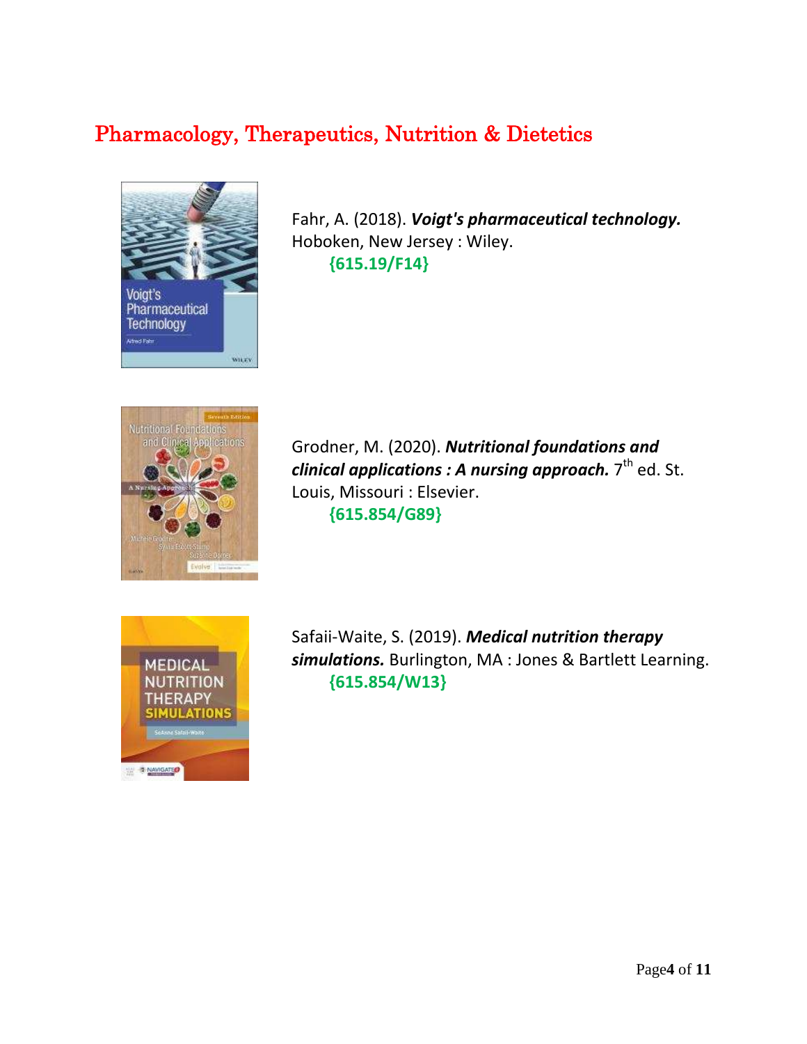# Pharmacology, Therapeutics, Nutrition & Dietetics

Fahr, A. (2018). ***Voigt's pharmaceutical technology.*** Hoboken, New Jersey : Wiley.
**{615.19/F14}**

Grodner, M. (2020). ***Nutritional foundations and clinical applications : A nursing approach.*** 7th ed. St. Louis, Missouri : Elsevier.
**{615.854/G89}**

Safaii-Waite, S. (2019). ***Medical nutrition therapy simulations.*** Burlington, MA : Jones & Bartlett Learning.
**{615.854/W13}**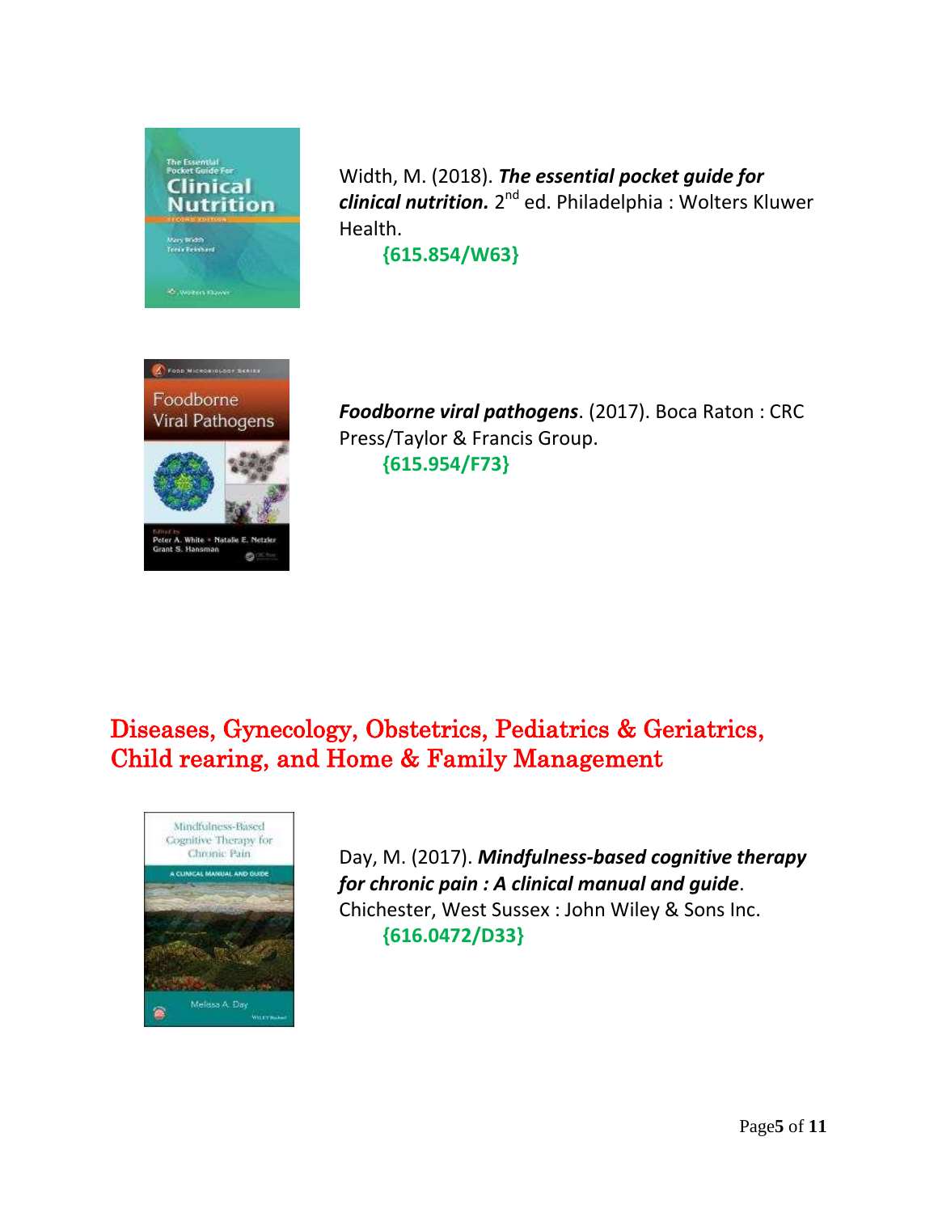Width, M. (2018). ***The essential pocket guide for clinical nutrition.*** 2nd ed. Philadelphia : Wolters Kluwer Health.

**{615.854/W63}**

***Foodborne viral pathogens***. (2017). Boca Raton : CRC Press/Taylor & Francis Group.

**{615.954/F73}**

## Diseases, Gynecology, Obstetrics, Pediatrics & Geriatrics, Child rearing, and Home & Family Management

Day, M. (2017). ***Mindfulness-based cognitive therapy for chronic pain : A clinical manual and guide***. Chichester, West Sussex : John Wiley & Sons Inc.

**{616.0472/D33}**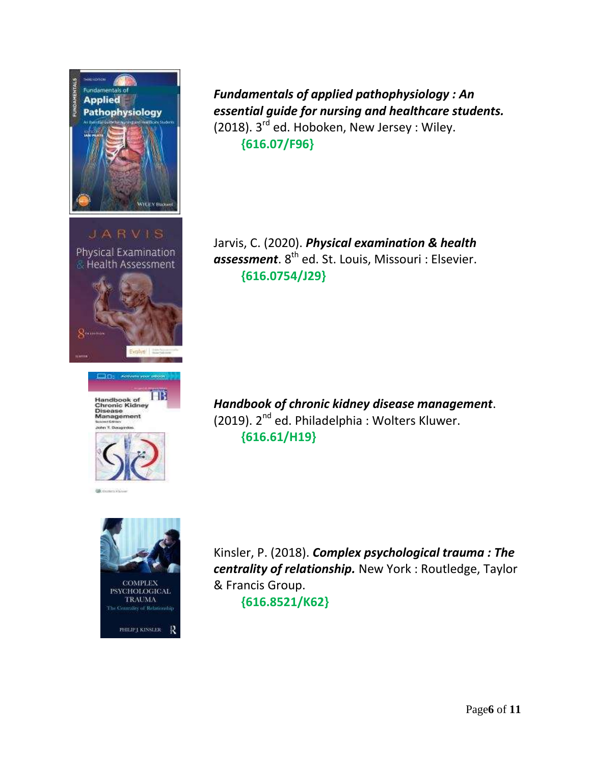***Fundamentals of applied pathophysiology : An essential guide for nursing and healthcare students.*** (2018). 3rd ed. Hoboken, New Jersey : Wiley.
**{616.07/F96}**

Jarvis, C. (2020). ***Physical examination & health assessment***. 8th ed. St. Louis, Missouri : Elsevier.
**{616.0754/J29}**

***Handbook of chronic kidney disease management***. (2019). 2nd ed. Philadelphia : Wolters Kluwer.
**{616.61/H19}**

Kinsler, P. (2018). ***Complex psychological trauma : The centrality of relationship.*** New York : Routledge, Taylor & Francis Group.
**{616.8521/K62}**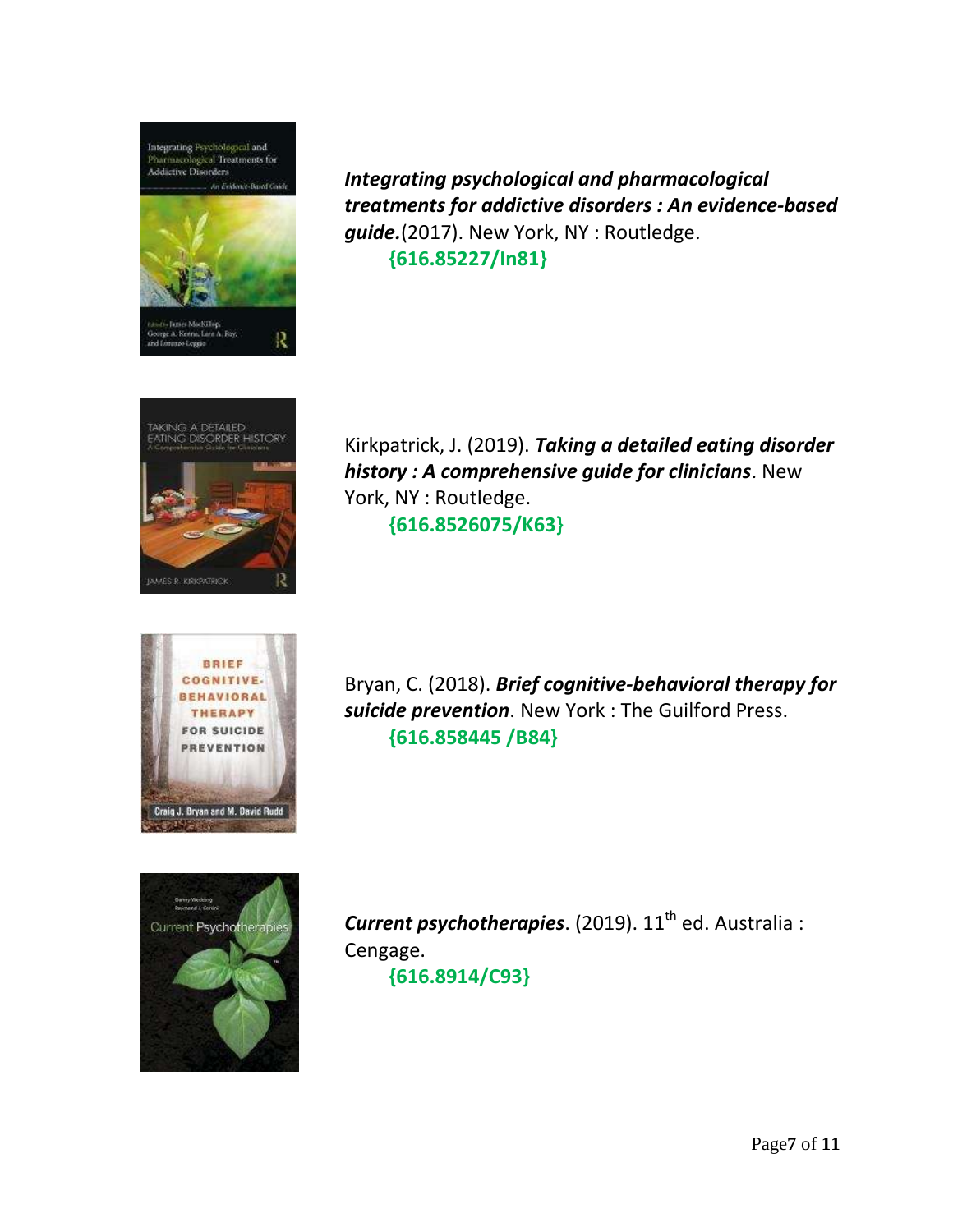***Integrating psychological and pharmacological treatments for addictive disorders : An evidence-based guide.***(2017). New York, NY : Routledge.
**{616.85227/In81}**

Kirkpatrick, J. (2019). ***Taking a detailed eating disorder history : A comprehensive guide for clinicians***. New York, NY : Routledge.
**{616.8526075/K63}**

Bryan, C. (2018). ***Brief cognitive-behavioral therapy for suicide prevention***. New York : The Guilford Press.
**{616.858445 /B84}**

***Current psychotherapies***. (2019). 11th ed. Australia : Cengage.
**{616.8914/C93}**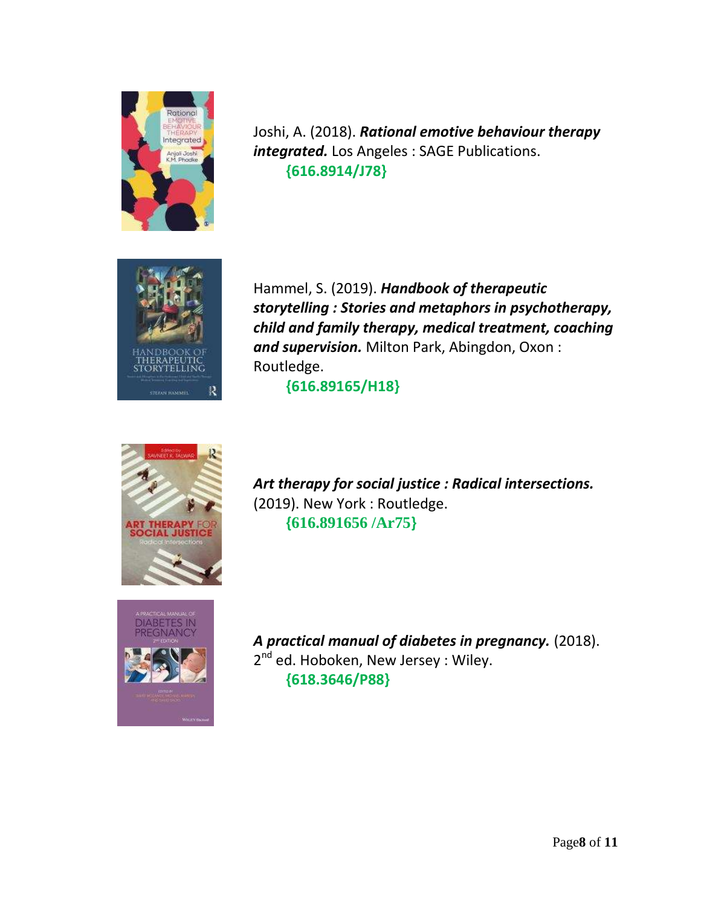Joshi, A. (2018). ***Rational emotive behaviour therapy integrated.*** Los Angeles : SAGE Publications.
**{616.8914/J78}**

Hammel, S. (2019). ***Handbook of therapeutic storytelling : Stories and metaphors in psychotherapy, child and family therapy, medical treatment, coaching and supervision.*** Milton Park, Abingdon, Oxon : Routledge.
**{616.89165/H18}**

***Art therapy for social justice : Radical intersections.*** (2019). New York : Routledge.
**{616.891656 /Ar75}**

***A practical manual of diabetes in pregnancy.*** (2018). 2nd ed. Hoboken, New Jersey : Wiley.
**{618.3646/P88}**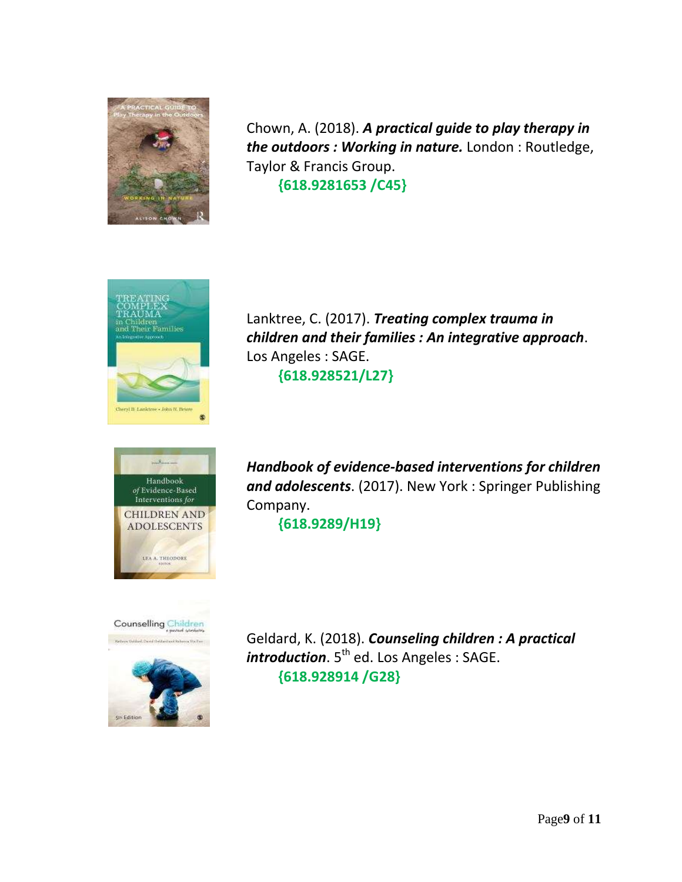Chown, A. (2018). ***A practical guide to play therapy in the outdoors : Working in nature.*** London : Routledge, Taylor & Francis Group.

**{618.9281653 /C45}**

Lanktree, C. (2017). ***Treating complex trauma in children and their families : An integrative approach***. Los Angeles : SAGE.

**{618.928521/L27}**

***Handbook of evidence-based interventions for children and adolescents***. (2017). New York : Springer Publishing Company.

**{618.9289/H19}**

Geldard, K. (2018). ***Counseling children : A practical introduction***. 5th ed. Los Angeles : SAGE.

**{618.928914 /G28}**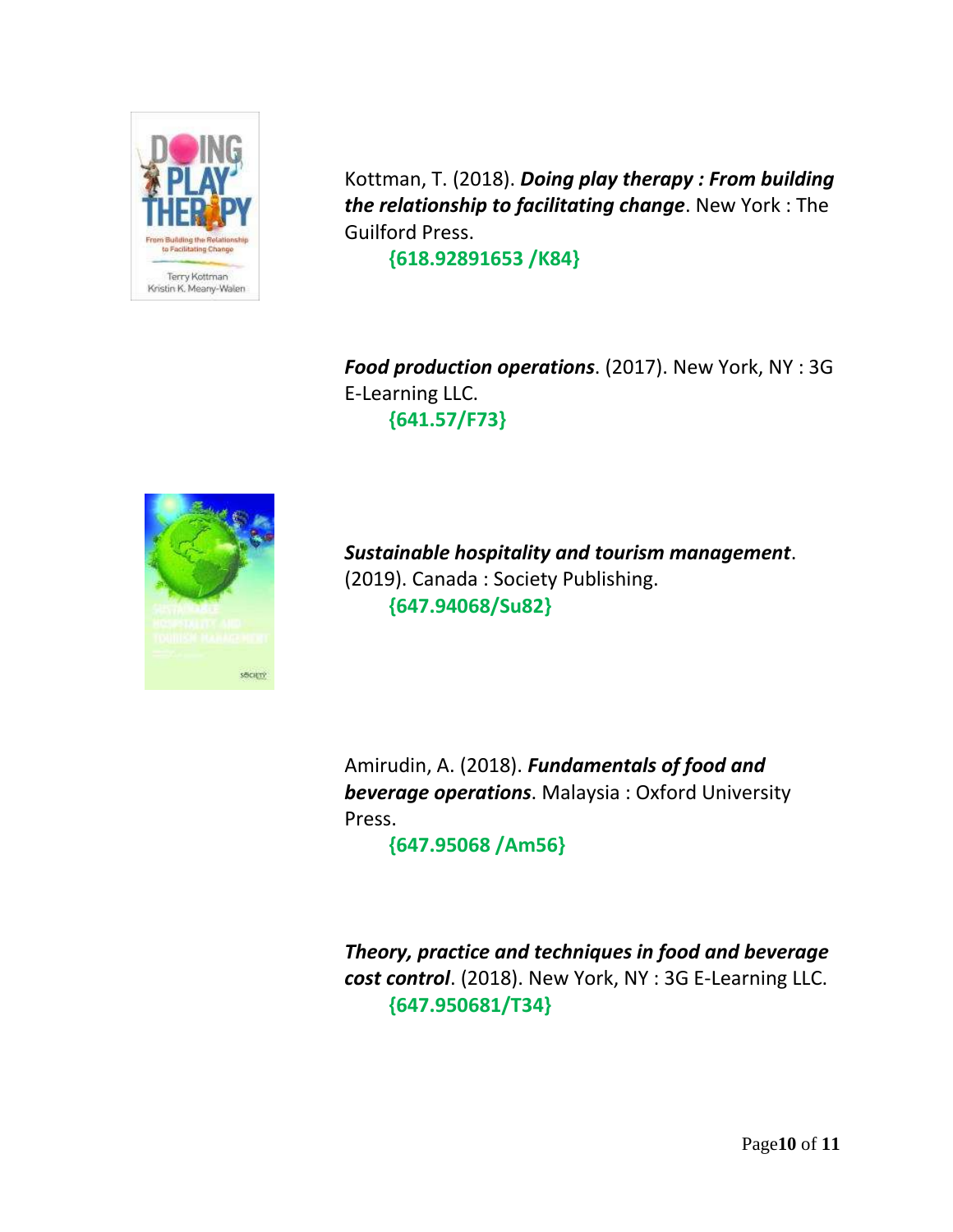Kottman, T. (2018). ***Doing play therapy : From building the relationship to facilitating change***. New York : The Guilford Press.

**{618.92891653 /K84}**

***Food production operations***. (2017). New York, NY : 3G E-Learning LLC.

**{641.57/F73}**

***Sustainable hospitality and tourism management***. (2019). Canada : Society Publishing.

**{647.94068/Su82}**

Amirudin, A. (2018). ***Fundamentals of food and beverage operations***. Malaysia : Oxford University Press.

**{647.95068 /Am56}**

***Theory, practice and techniques in food and beverage cost control***. (2018). New York, NY : 3G E-Learning LLC.

**{647.950681/T34}**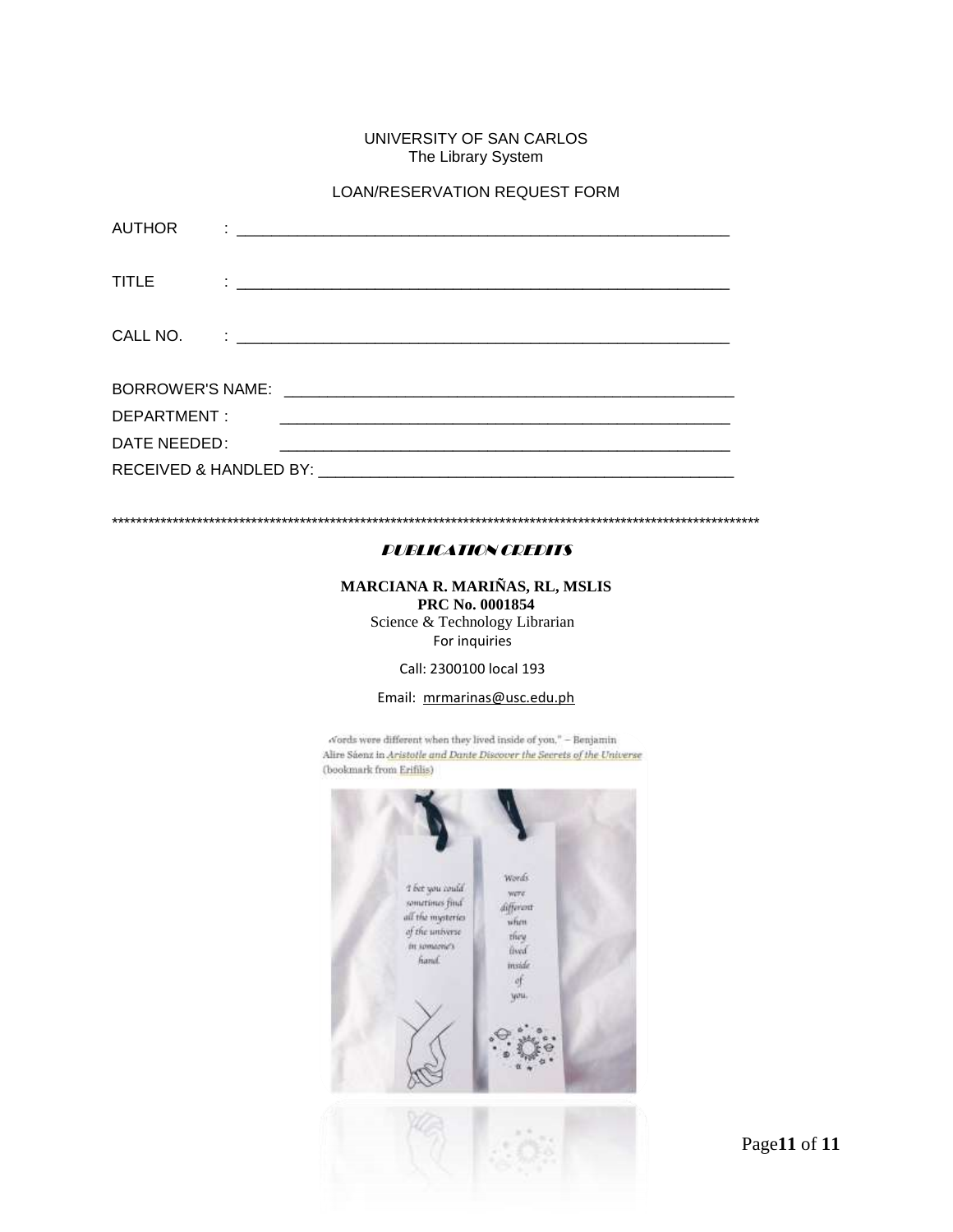UNIVERSITY OF SAN CARLOS
The Library System

LOAN/RESERVATION REQUEST FORM

AUTHOR : ____________________________________________________________

TITLE : ____________________________________________________________

CALL NO. : ____________________________________________________________

BORROWER'S NAME: ______________________________________________________

DEPARTMENT : ______________________________________________________

DATE NEEDED: ______________________________________________________

RECEIVED & HANDLED BY: __________________________________________________

****************************************************************************************************************

***PUBLICATION CREDITS***

**MARCIANA R. MARIÑAS, RL, MSLIS**
**PRC No. 0001854**
Science & Technology Librarian
For inquiries

Call: 2300100 local 193

Email: mrmarinas@usc.edu.ph

"Words were different when they lived inside of you," – Benjamin Alire Sáenz in *Aristotle and Dante Discover the Secrets of the Universe* (bookmark from Erifilis)